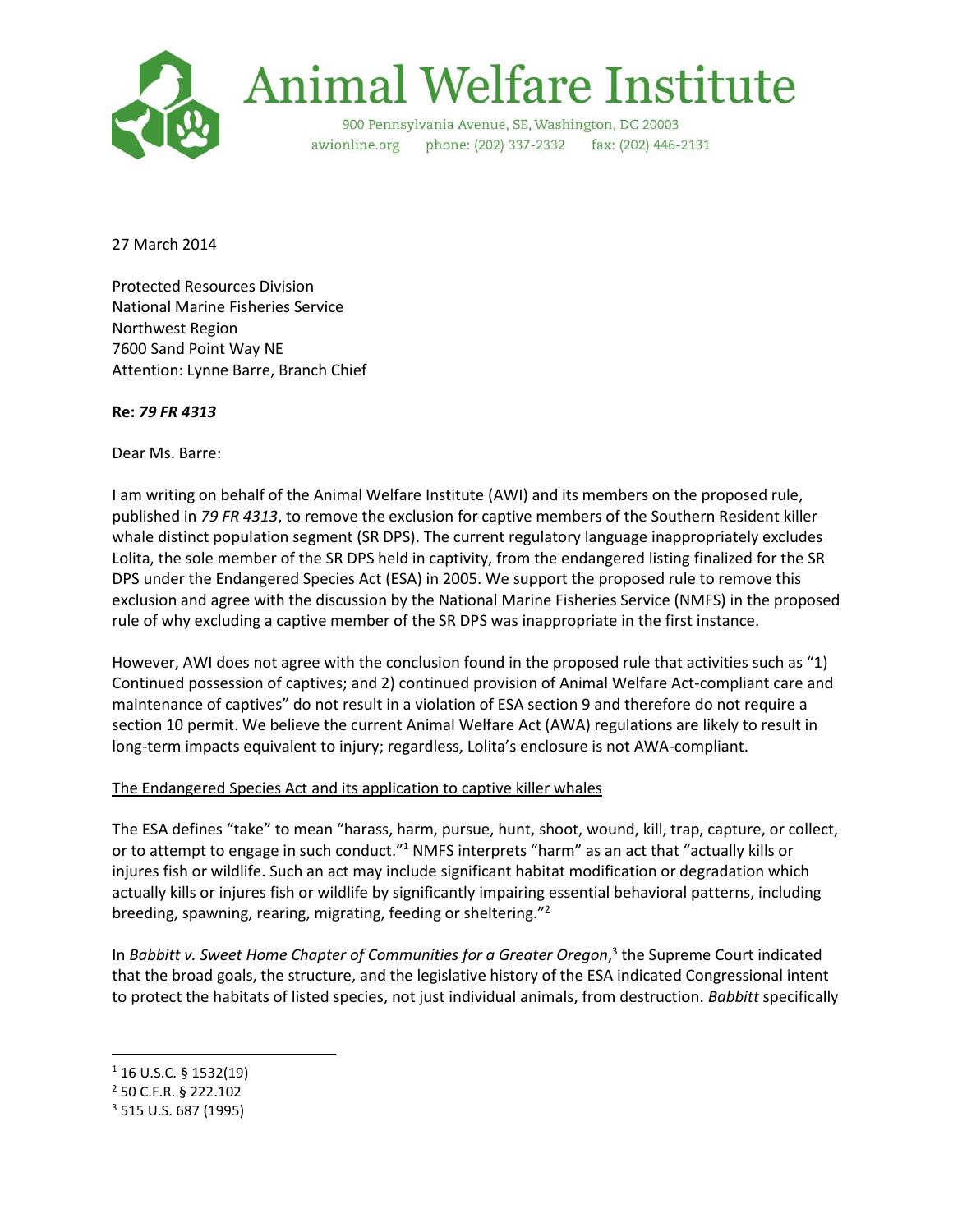# Animal Welfare Institute

900 Pennsylvania Avenue, SE, Washington, DC 20003
awionline.org phone: (202) 337-2332 fax: (202) 446-2131

27 March 2014

Protected Resources Division
National Marine Fisheries Service
Northwest Region
7600 Sand Point Way NE
Attention: Lynne Barre, Branch Chief

**Re: *79 FR 4313***

Dear Ms. Barre:

I am writing on behalf of the Animal Welfare Institute (AWI) and its members on the proposed rule, published in *79 FR 4313*, to remove the exclusion for captive members of the Southern Resident killer whale distinct population segment (SR DPS). The current regulatory language inappropriately excludes Lolita, the sole member of the SR DPS held in captivity, from the endangered listing finalized for the SR DPS under the Endangered Species Act (ESA) in 2005. We support the proposed rule to remove this exclusion and agree with the discussion by the National Marine Fisheries Service (NMFS) in the proposed rule of why excluding a captive member of the SR DPS was inappropriate in the first instance.

However, AWI does not agree with the conclusion found in the proposed rule that activities such as "1) Continued possession of captives; and 2) continued provision of Animal Welfare Act-compliant care and maintenance of captives" do not result in a violation of ESA section 9 and therefore do not require a section 10 permit. We believe the current Animal Welfare Act (AWA) regulations are likely to result in long-term impacts equivalent to injury; regardless, Lolita's enclosure is not AWA-compliant.

<u>The Endangered Species Act and its application to captive killer whales</u>

The ESA defines "take" to mean "harass, harm, pursue, hunt, shoot, wound, kill, trap, capture, or collect, or to attempt to engage in such conduct."[1] NMFS interprets "harm" as an act that "actually kills or injures fish or wildlife. Such an act may include significant habitat modification or degradation which actually kills or injures fish or wildlife by significantly impairing essential behavioral patterns, including breeding, spawning, rearing, migrating, feeding or sheltering."[2]

In *Babbitt v. Sweet Home Chapter of Communities for a Greater Oregon*,[3] the Supreme Court indicated that the broad goals, the structure, and the legislative history of the ESA indicated Congressional intent to protect the habitats of listed species, not just individual animals, from destruction. *Babbitt* specifically

---

[1] 16 U.S.C. § 1532(19)

[2] 50 C.F.R. § 222.102

[3] 515 U.S. 687 (1995)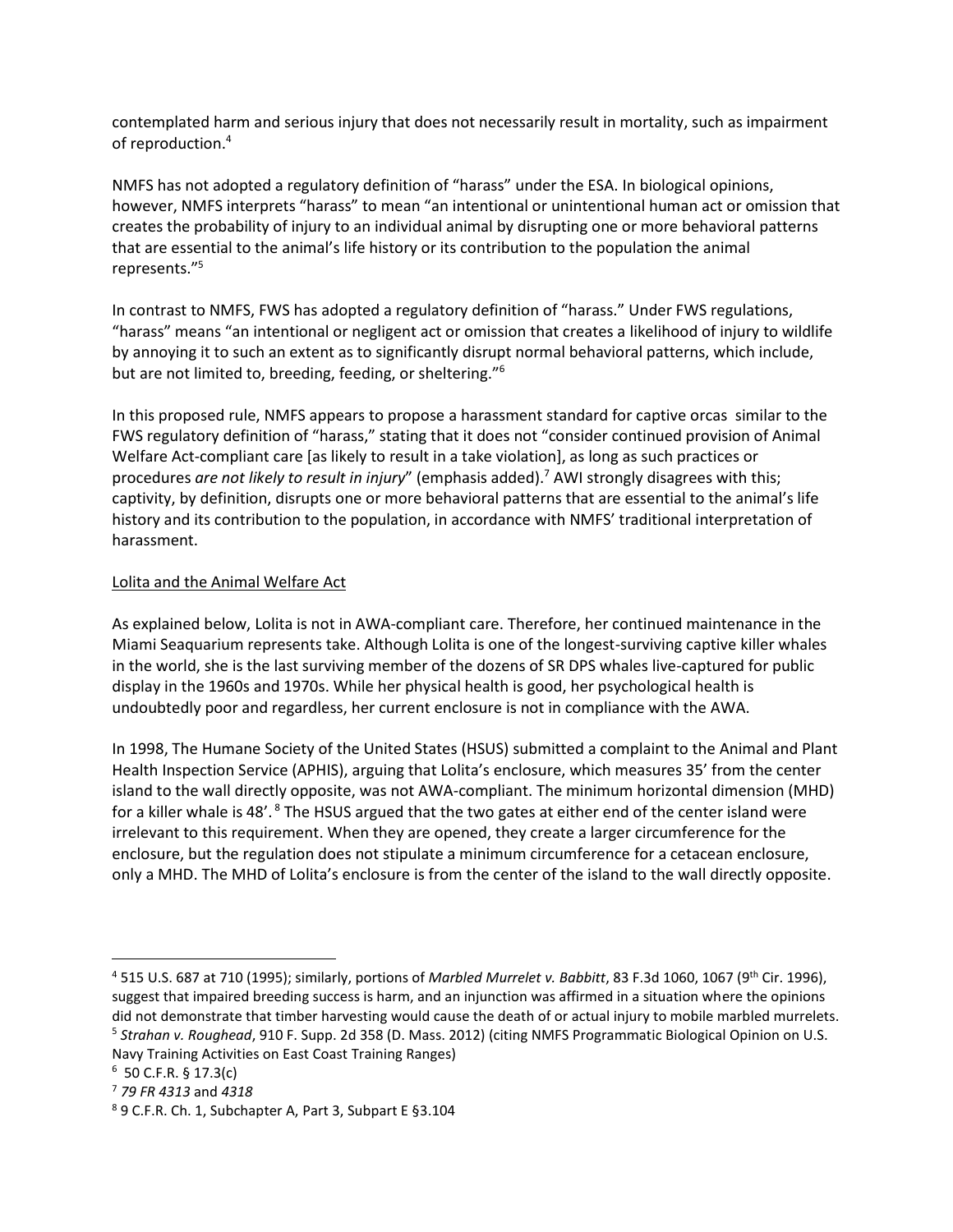contemplated harm and serious injury that does not necessarily result in mortality, such as impairment of reproduction.[4]

NMFS has not adopted a regulatory definition of "harass" under the ESA. In biological opinions, however, NMFS interprets "harass" to mean "an intentional or unintentional human act or omission that creates the probability of injury to an individual animal by disrupting one or more behavioral patterns that are essential to the animal's life history or its contribution to the population the animal represents."[5]

In contrast to NMFS, FWS has adopted a regulatory definition of "harass." Under FWS regulations, "harass" means "an intentional or negligent act or omission that creates a likelihood of injury to wildlife by annoying it to such an extent as to significantly disrupt normal behavioral patterns, which include, but are not limited to, breeding, feeding, or sheltering."[6]

In this proposed rule, NMFS appears to propose a harassment standard for captive orcas similar to the FWS regulatory definition of "harass," stating that it does not "consider continued provision of Animal Welfare Act-compliant care [as likely to result in a take violation], as long as such practices or procedures *are not likely to result in injury*" (emphasis added).[7] AWI strongly disagrees with this; captivity, by definition, disrupts one or more behavioral patterns that are essential to the animal's life history and its contribution to the population, in accordance with NMFS' traditional interpretation of harassment.

<u>Lolita and the Animal Welfare Act</u>

As explained below, Lolita is not in AWA-compliant care. Therefore, her continued maintenance in the Miami Seaquarium represents take. Although Lolita is one of the longest-surviving captive killer whales in the world, she is the last surviving member of the dozens of SR DPS whales live-captured for public display in the 1960s and 1970s. While her physical health is good, her psychological health is undoubtedly poor and regardless, her current enclosure is not in compliance with the AWA.

In 1998, The Humane Society of the United States (HSUS) submitted a complaint to the Animal and Plant Health Inspection Service (APHIS), arguing that Lolita's enclosure, which measures 35' from the center island to the wall directly opposite, was not AWA-compliant. The minimum horizontal dimension (MHD) for a killer whale is 48'.[8] The HSUS argued that the two gates at either end of the center island were irrelevant to this requirement. When they are opened, they create a larger circumference for the enclosure, but the regulation does not stipulate a minimum circumference for a cetacean enclosure, only a MHD. The MHD of Lolita's enclosure is from the center of the island to the wall directly opposite.

---

[4] 515 U.S. 687 at 710 (1995); similarly, portions of *Marbled Murrelet v. Babbitt*, 83 F.3d 1060, 1067 (9th Cir. 1996), suggest that impaired breeding success is harm, and an injunction was affirmed in a situation where the opinions did not demonstrate that timber harvesting would cause the death of or actual injury to mobile marbled murrelets.

[5] *Strahan v. Roughead*, 910 F. Supp. 2d 358 (D. Mass. 2012) (citing NMFS Programmatic Biological Opinion on U.S. Navy Training Activities on East Coast Training Ranges)

[6] 50 C.F.R. § 17.3(c)

[7] *79 FR 4313* and *4318*

[8] 9 C.F.R. Ch. 1, Subchapter A, Part 3, Subpart E §3.104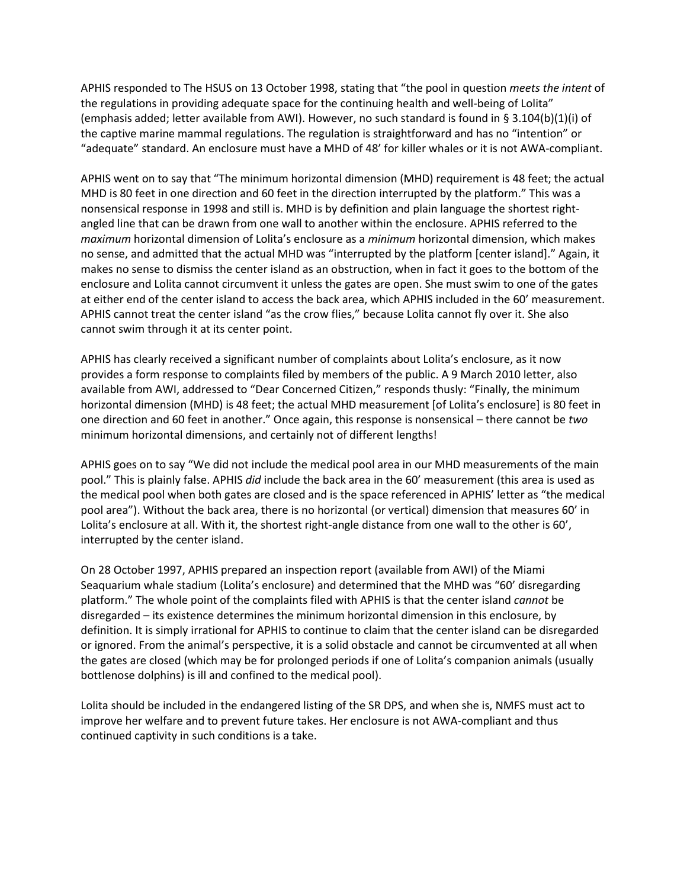APHIS responded to The HSUS on 13 October 1998, stating that "the pool in question *meets the intent* of the regulations in providing adequate space for the continuing health and well-being of Lolita" (emphasis added; letter available from AWI). However, no such standard is found in § 3.104(b)(1)(i) of the captive marine mammal regulations. The regulation is straightforward and has no "intention" or "adequate" standard. An enclosure must have a MHD of 48' for killer whales or it is not AWA-compliant.

APHIS went on to say that "The minimum horizontal dimension (MHD) requirement is 48 feet; the actual MHD is 80 feet in one direction and 60 feet in the direction interrupted by the platform." This was a nonsensical response in 1998 and still is. MHD is by definition and plain language the shortest right-angled line that can be drawn from one wall to another within the enclosure. APHIS referred to the *maximum* horizontal dimension of Lolita's enclosure as a *minimum* horizontal dimension, which makes no sense, and admitted that the actual MHD was "interrupted by the platform [center island]." Again, it makes no sense to dismiss the center island as an obstruction, when in fact it goes to the bottom of the enclosure and Lolita cannot circumvent it unless the gates are open. She must swim to one of the gates at either end of the center island to access the back area, which APHIS included in the 60' measurement. APHIS cannot treat the center island "as the crow flies," because Lolita cannot fly over it. She also cannot swim through it at its center point.

APHIS has clearly received a significant number of complaints about Lolita's enclosure, as it now provides a form response to complaints filed by members of the public. A 9 March 2010 letter, also available from AWI, addressed to "Dear Concerned Citizen," responds thusly: "Finally, the minimum horizontal dimension (MHD) is 48 feet; the actual MHD measurement [of Lolita's enclosure] is 80 feet in one direction and 60 feet in another." Once again, this response is nonsensical – there cannot be *two* minimum horizontal dimensions, and certainly not of different lengths!

APHIS goes on to say "We did not include the medical pool area in our MHD measurements of the main pool." This is plainly false. APHIS *did* include the back area in the 60' measurement (this area is used as the medical pool when both gates are closed and is the space referenced in APHIS' letter as "the medical pool area"). Without the back area, there is no horizontal (or vertical) dimension that measures 60' in Lolita's enclosure at all. With it, the shortest right-angle distance from one wall to the other is 60', interrupted by the center island.

On 28 October 1997, APHIS prepared an inspection report (available from AWI) of the Miami Seaquarium whale stadium (Lolita's enclosure) and determined that the MHD was "60' disregarding platform." The whole point of the complaints filed with APHIS is that the center island *cannot* be disregarded – its existence determines the minimum horizontal dimension in this enclosure, by definition. It is simply irrational for APHIS to continue to claim that the center island can be disregarded or ignored. From the animal's perspective, it is a solid obstacle and cannot be circumvented at all when the gates are closed (which may be for prolonged periods if one of Lolita's companion animals (usually bottlenose dolphins) is ill and confined to the medical pool).

Lolita should be included in the endangered listing of the SR DPS, and when she is, NMFS must act to improve her welfare and to prevent future takes. Her enclosure is not AWA-compliant and thus continued captivity in such conditions is a take.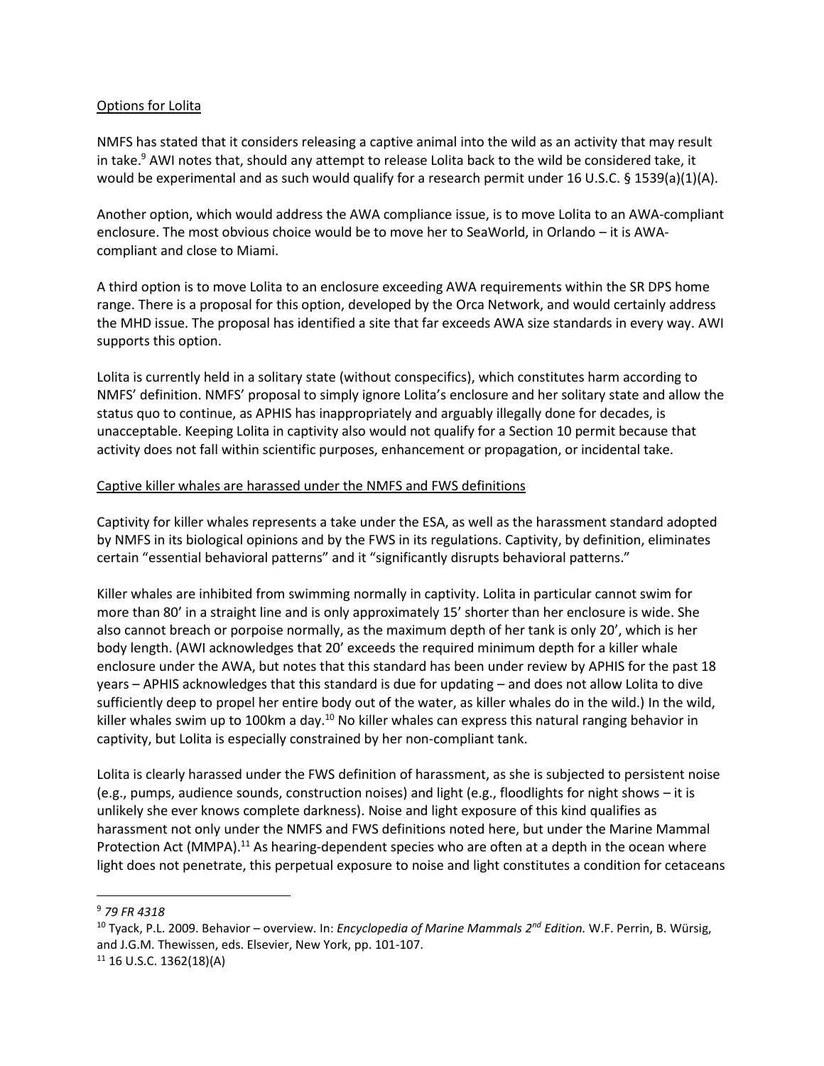Options for Lolita

NMFS has stated that it considers releasing a captive animal into the wild as an activity that may result in take.[9] AWI notes that, should any attempt to release Lolita back to the wild be considered take, it would be experimental and as such would qualify for a research permit under 16 U.S.C. § 1539(a)(1)(A).

Another option, which would address the AWA compliance issue, is to move Lolita to an AWA-compliant enclosure. The most obvious choice would be to move her to SeaWorld, in Orlando – it is AWA-compliant and close to Miami.

A third option is to move Lolita to an enclosure exceeding AWA requirements within the SR DPS home range. There is a proposal for this option, developed by the Orca Network, and would certainly address the MHD issue. The proposal has identified a site that far exceeds AWA size standards in every way. AWI supports this option.

Lolita is currently held in a solitary state (without conspecifics), which constitutes harm according to NMFS' definition. NMFS' proposal to simply ignore Lolita's enclosure and her solitary state and allow the status quo to continue, as APHIS has inappropriately and arguably illegally done for decades, is unacceptable. Keeping Lolita in captivity also would not qualify for a Section 10 permit because that activity does not fall within scientific purposes, enhancement or propagation, or incidental take.

Captive killer whales are harassed under the NMFS and FWS definitions

Captivity for killer whales represents a take under the ESA, as well as the harassment standard adopted by NMFS in its biological opinions and by the FWS in its regulations. Captivity, by definition, eliminates certain "essential behavioral patterns" and it "significantly disrupts behavioral patterns."

Killer whales are inhibited from swimming normally in captivity. Lolita in particular cannot swim for more than 80' in a straight line and is only approximately 15' shorter than her enclosure is wide. She also cannot breach or porpoise normally, as the maximum depth of her tank is only 20', which is her body length. (AWI acknowledges that 20' exceeds the required minimum depth for a killer whale enclosure under the AWA, but notes that this standard has been under review by APHIS for the past 18 years – APHIS acknowledges that this standard is due for updating – and does not allow Lolita to dive sufficiently deep to propel her entire body out of the water, as killer whales do in the wild.) In the wild, killer whales swim up to 100km a day.[10] No killer whales can express this natural ranging behavior in captivity, but Lolita is especially constrained by her non-compliant tank.

Lolita is clearly harassed under the FWS definition of harassment, as she is subjected to persistent noise (e.g., pumps, audience sounds, construction noises) and light (e.g., floodlights for night shows – it is unlikely she ever knows complete darkness). Noise and light exposure of this kind qualifies as harassment not only under the NMFS and FWS definitions noted here, but under the Marine Mammal Protection Act (MMPA).[11] As hearing-dependent species who are often at a depth in the ocean where light does not penetrate, this perpetual exposure to noise and light constitutes a condition for cetaceans

---

[9] *79 FR 4318*

[10] Tyack, P.L. 2009. Behavior – overview. In: *Encyclopedia of Marine Mammals 2nd Edition.* W.F. Perrin, B. Würsig, and J.G.M. Thewissen, eds. Elsevier, New York, pp. 101-107.

[11] 16 U.S.C. 1362(18)(A)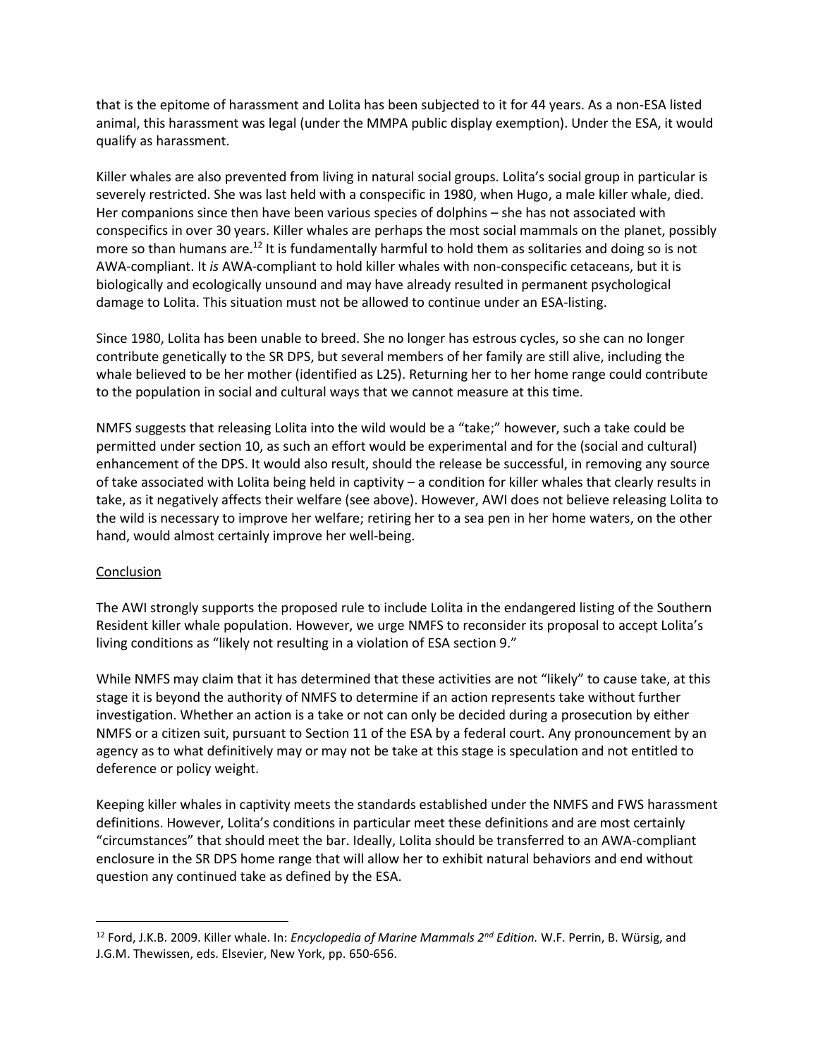that is the epitome of harassment and Lolita has been subjected to it for 44 years. As a non-ESA listed animal, this harassment was legal (under the MMPA public display exemption). Under the ESA, it would qualify as harassment.

Killer whales are also prevented from living in natural social groups. Lolita's social group in particular is severely restricted. She was last held with a conspecific in 1980, when Hugo, a male killer whale, died. Her companions since then have been various species of dolphins – she has not associated with conspecifics in over 30 years. Killer whales are perhaps the most social mammals on the planet, possibly more so than humans are.[12] It is fundamentally harmful to hold them as solitaries and doing so is not AWA-compliant. It *is* AWA-compliant to hold killer whales with non-conspecific cetaceans, but it is biologically and ecologically unsound and may have already resulted in permanent psychological damage to Lolita. This situation must not be allowed to continue under an ESA-listing.

Since 1980, Lolita has been unable to breed. She no longer has estrous cycles, so she can no longer contribute genetically to the SR DPS, but several members of her family are still alive, including the whale believed to be her mother (identified as L25). Returning her to her home range could contribute to the population in social and cultural ways that we cannot measure at this time.

NMFS suggests that releasing Lolita into the wild would be a "take;" however, such a take could be permitted under section 10, as such an effort would be experimental and for the (social and cultural) enhancement of the DPS. It would also result, should the release be successful, in removing any source of take associated with Lolita being held in captivity – a condition for killer whales that clearly results in take, as it negatively affects their welfare (see above). However, AWI does not believe releasing Lolita to the wild is necessary to improve her welfare; retiring her to a sea pen in her home waters, on the other hand, would almost certainly improve her well-being.

<u>Conclusion</u>

The AWI strongly supports the proposed rule to include Lolita in the endangered listing of the Southern Resident killer whale population. However, we urge NMFS to reconsider its proposal to accept Lolita's living conditions as "likely not resulting in a violation of ESA section 9."

While NMFS may claim that it has determined that these activities are not "likely" to cause take, at this stage it is beyond the authority of NMFS to determine if an action represents take without further investigation. Whether an action is a take or not can only be decided during a prosecution by either NMFS or a citizen suit, pursuant to Section 11 of the ESA by a federal court. Any pronouncement by an agency as to what definitively may or may not be take at this stage is speculation and not entitled to deference or policy weight.

Keeping killer whales in captivity meets the standards established under the NMFS and FWS harassment definitions. However, Lolita's conditions in particular meet these definitions and are most certainly "circumstances" that should meet the bar. Ideally, Lolita should be transferred to an AWA-compliant enclosure in the SR DPS home range that will allow her to exhibit natural behaviors and end without question any continued take as defined by the ESA.

---

[12] Ford, J.K.B. 2009. Killer whale. In: *Encyclopedia of Marine Mammals 2nd Edition.* W.F. Perrin, B. Würsig, and J.G.M. Thewissen, eds. Elsevier, New York, pp. 650-656.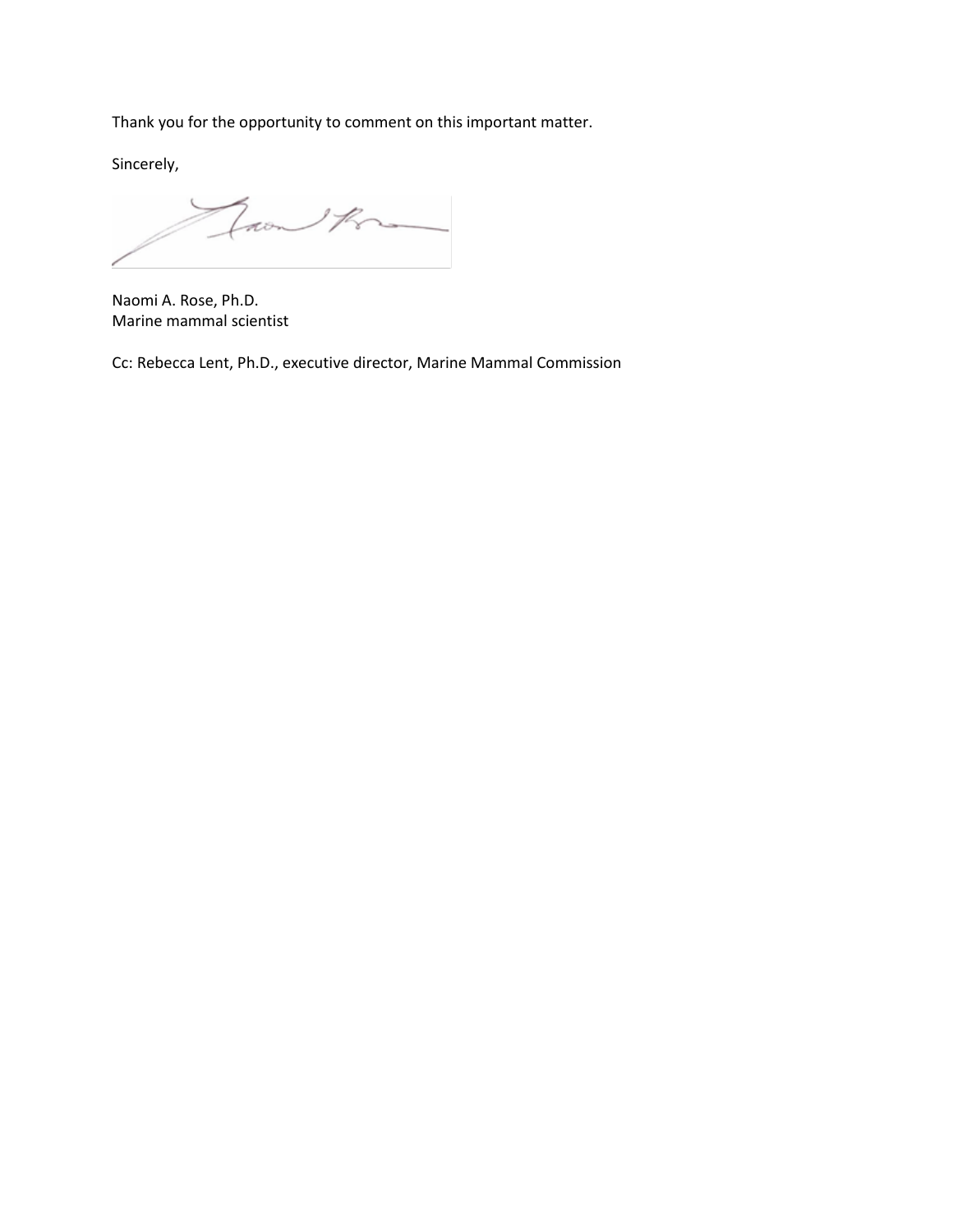Thank you for the opportunity to comment on this important matter.

Sincerely,

Naomi A. Rose, Ph.D.
Marine mammal scientist

Cc: Rebecca Lent, Ph.D., executive director, Marine Mammal Commission